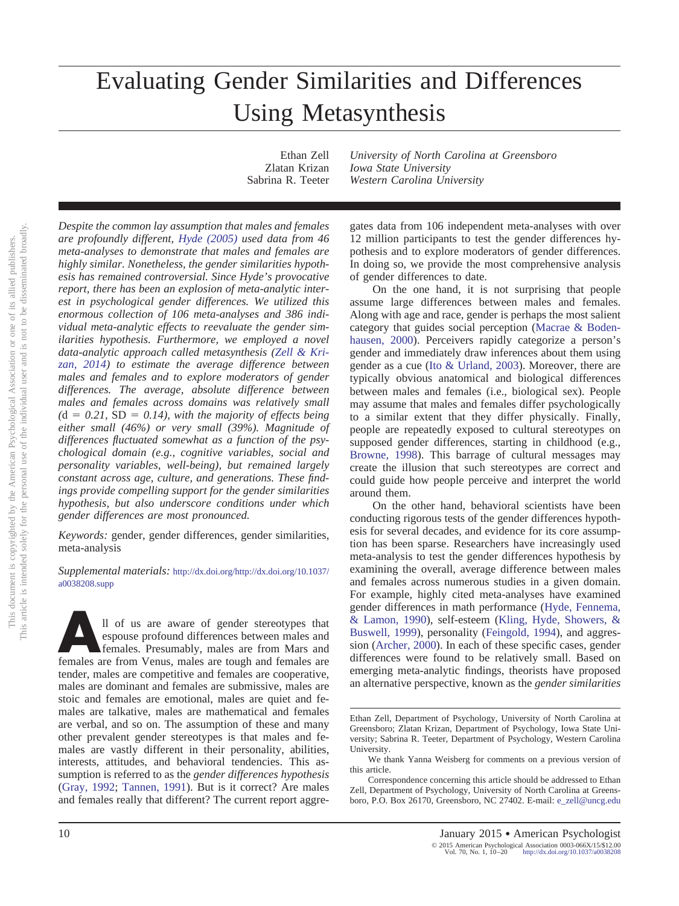# Evaluating Gender Similarities and Differences Using Metasynthesis

Ethan Zell — *University of North Carolina at Greensboro*
Zlatan Krizan — *Iowa State University*
Sabrina R. Teeter — *Western Carolina University*

*Despite the common lay assumption that males and females are profoundly different, Hyde (2005) used data from 46 meta-analyses to demonstrate that males and females are highly similar. Nonetheless, the gender similarities hypothesis has remained controversial. Since Hyde's provocative report, there has been an explosion of meta-analytic interest in psychological gender differences. We utilized this enormous collection of 106 meta-analyses and 386 individual meta-analytic effects to reevaluate the gender similarities hypothesis. Furthermore, we employed a novel data-analytic approach called metasynthesis (Zell & Krizan, 2014) to estimate the average difference between males and females and to explore moderators of gender differences. The average, absolute difference between males and females across domains was relatively small (d = 0.21, SD = 0.14), with the majority of effects being either small (46%) or very small (39%). Magnitude of differences fluctuated somewhat as a function of the psychological domain (e.g., cognitive variables, social and personality variables, well-being), but remained largely constant across age, culture, and generations. These findings provide compelling support for the gender similarities hypothesis, but also underscore conditions under which gender differences are most pronounced.*

*Keywords:* gender, gender differences, gender similarities, meta-analysis

*Supplemental materials:* http://dx.doi.org/http://dx.doi.org/10.1037/a0038208.supp

All of us are aware of gender stereotypes that espouse profound differences between males and females. Presumably, males are from Mars and females are from Venus, males are tough and females are tender, males are competitive and females are cooperative, males are dominant and females are submissive, males are stoic and females are emotional, males are quiet and females are talkative, males are mathematical and females are verbal, and so on. The assumption of these and many other prevalent gender stereotypes is that males and females are vastly different in their personality, abilities, interests, attitudes, and behavioral tendencies. This assumption is referred to as the *gender differences hypothesis* (Gray, 1992; Tannen, 1991). But is it correct? Are males and females really that different? The current report aggregates data from 106 independent meta-analyses with over 12 million participants to test the gender differences hypothesis and to explore moderators of gender differences. In doing so, we provide the most comprehensive analysis of gender differences to date.

On the one hand, it is not surprising that people assume large differences between males and females. Along with age and race, gender is perhaps the most salient category that guides social perception (Macrae & Bodenhausen, 2000). Perceivers rapidly categorize a person's gender and immediately draw inferences about them using gender as a cue (Ito & Urland, 2003). Moreover, there are typically obvious anatomical and biological differences between males and females (i.e., biological sex). People may assume that males and females differ psychologically to a similar extent that they differ physically. Finally, people are repeatedly exposed to cultural stereotypes on supposed gender differences, starting in childhood (e.g., Browne, 1998). This barrage of cultural messages may create the illusion that such stereotypes are correct and could guide how people perceive and interpret the world around them.

On the other hand, behavioral scientists have been conducting rigorous tests of the gender differences hypothesis for several decades, and evidence for its core assumption has been sparse. Researchers have increasingly used meta-analysis to test the gender differences hypothesis by examining the overall, average difference between males and females across numerous studies in a given domain. For example, highly cited meta-analyses have examined gender differences in math performance (Hyde, Fennema, & Lamon, 1990), self-esteem (Kling, Hyde, Showers, & Buswell, 1999), personality (Feingold, 1994), and aggression (Archer, 2000). In each of these specific cases, gender differences were found to be relatively small. Based on emerging meta-analytic findings, theorists have proposed an alternative perspective, known as the *gender similarities*

---

Ethan Zell, Department of Psychology, University of North Carolina at Greensboro; Zlatan Krizan, Department of Psychology, Iowa State University; Sabrina R. Teeter, Department of Psychology, Western Carolina University.

We thank Yanna Weisberg for comments on a previous version of this article.

Correspondence concerning this article should be addressed to Ethan Zell, Department of Psychology, University of North Carolina at Greensboro, P.O. Box 26170, Greensboro, NC 27402. E-mail: e_zell@uncg.edu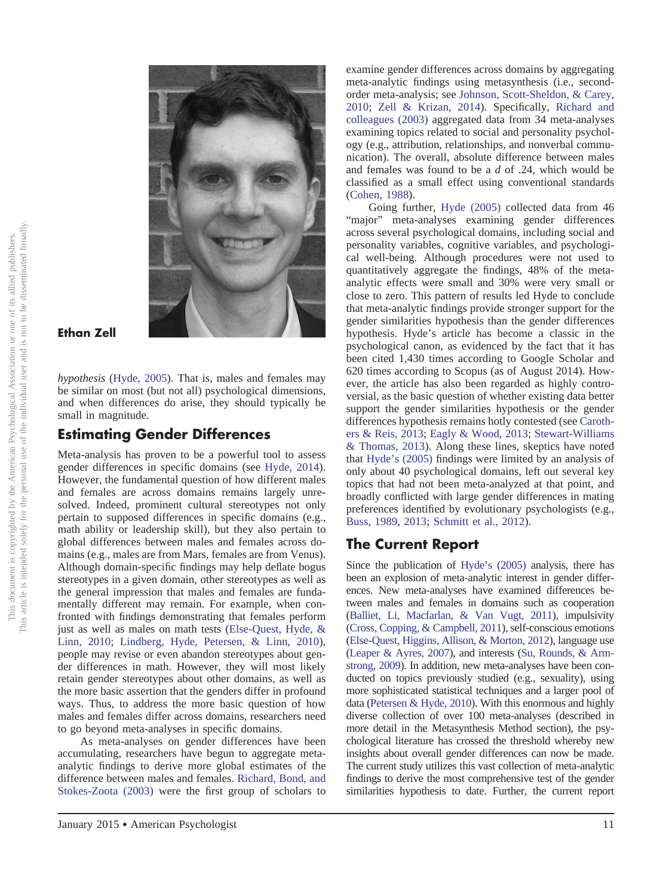Ethan Zell

*hypothesis* (Hyde, 2005). That is, males and females may be similar on most (but not all) psychological dimensions, and when differences do arise, they should typically be small in magnitude.

## Estimating Gender Differences

Meta-analysis has proven to be a powerful tool to assess gender differences in specific domains (see Hyde, 2014). However, the fundamental question of how different males and females are across domains remains largely unresolved. Indeed, prominent cultural stereotypes not only pertain to supposed differences in specific domains (e.g., math ability or leadership skill), but they also pertain to global differences between males and females across domains (e.g., males are from Mars, females are from Venus). Although domain-specific findings may help deflate bogus stereotypes in a given domain, other stereotypes as well as the general impression that males and females are fundamentally different may remain. For example, when confronted with findings demonstrating that females perform just as well as males on math tests (Else-Quest, Hyde, & Linn, 2010; Lindberg, Hyde, Petersen, & Linn, 2010), people may revise or even abandon stereotypes about gender differences in math. However, they will most likely retain gender stereotypes about other domains, as well as the more basic assertion that the genders differ in profound ways. Thus, to address the more basic question of how males and females differ across domains, researchers need to go beyond meta-analyses in specific domains.

As meta-analyses on gender differences have been accumulating, researchers have begun to aggregate meta-analytic findings to derive more global estimates of the difference between males and females. Richard, Bond, and Stokes-Zoota (2003) were the first group of scholars to examine gender differences across domains by aggregating meta-analytic findings using metasynthesis (i.e., second-order meta-analysis; see Johnson, Scott-Sheldon, & Carey, 2010; Zell & Krizan, 2014). Specifically, Richard and colleagues (2003) aggregated data from 34 meta-analyses examining topics related to social and personality psychology (e.g., attribution, relationships, and nonverbal communication). The overall, absolute difference between males and females was found to be a $d$ of .24, which would be classified as a small effect using conventional standards (Cohen, 1988).

Going further, Hyde (2005) collected data from 46 "major" meta-analyses examining gender differences across several psychological domains, including social and personality variables, cognitive variables, and psychological well-being. Although procedures were not used to quantitatively aggregate the findings, 48% of the meta-analytic effects were small and 30% were very small or close to zero. This pattern of results led Hyde to conclude that meta-analytic findings provide stronger support for the gender similarities hypothesis than the gender differences hypothesis. Hyde's article has become a classic in the psychological canon, as evidenced by the fact that it has been cited 1,430 times according to Google Scholar and 620 times according to Scopus (as of August 2014). However, the article has also been regarded as highly controversial, as the basic question of whether existing data better support the gender similarities hypothesis or the gender differences hypothesis remains hotly contested (see Carothers & Reis, 2013; Eagly & Wood, 2013; Stewart-Williams & Thomas, 2013). Along these lines, skeptics have noted that Hyde's (2005) findings were limited by an analysis of only about 40 psychological domains, left out several key topics that had not been meta-analyzed at that point, and broadly conflicted with large gender differences in mating preferences identified by evolutionary psychologists (e.g., Buss, 1989, 2013; Schmitt et al., 2012).

## The Current Report

Since the publication of Hyde's (2005) analysis, there has been an explosion of meta-analytic interest in gender differences. New meta-analyses have examined differences between males and females in domains such as cooperation (Balliet, Li, Macfarlan, & Van Vugt, 2011), impulsivity (Cross, Copping, & Campbell, 2011), self-conscious emotions (Else-Quest, Higgins, Allison, & Morton, 2012), language use (Leaper & Ayres, 2007), and interests (Su, Rounds, & Armstrong, 2009). In addition, new meta-analyses have been conducted on topics previously studied (e.g., sexuality), using more sophisticated statistical techniques and a larger pool of data (Petersen & Hyde, 2010). With this enormous and highly diverse collection of over 100 meta-analyses (described in more detail in the Metasynthesis Method section), the psychological literature has crossed the threshold whereby new insights about overall gender differences can now be made. The current study utilizes this vast collection of meta-analytic findings to derive the most comprehensive test of the gender similarities hypothesis to date. Further, the current report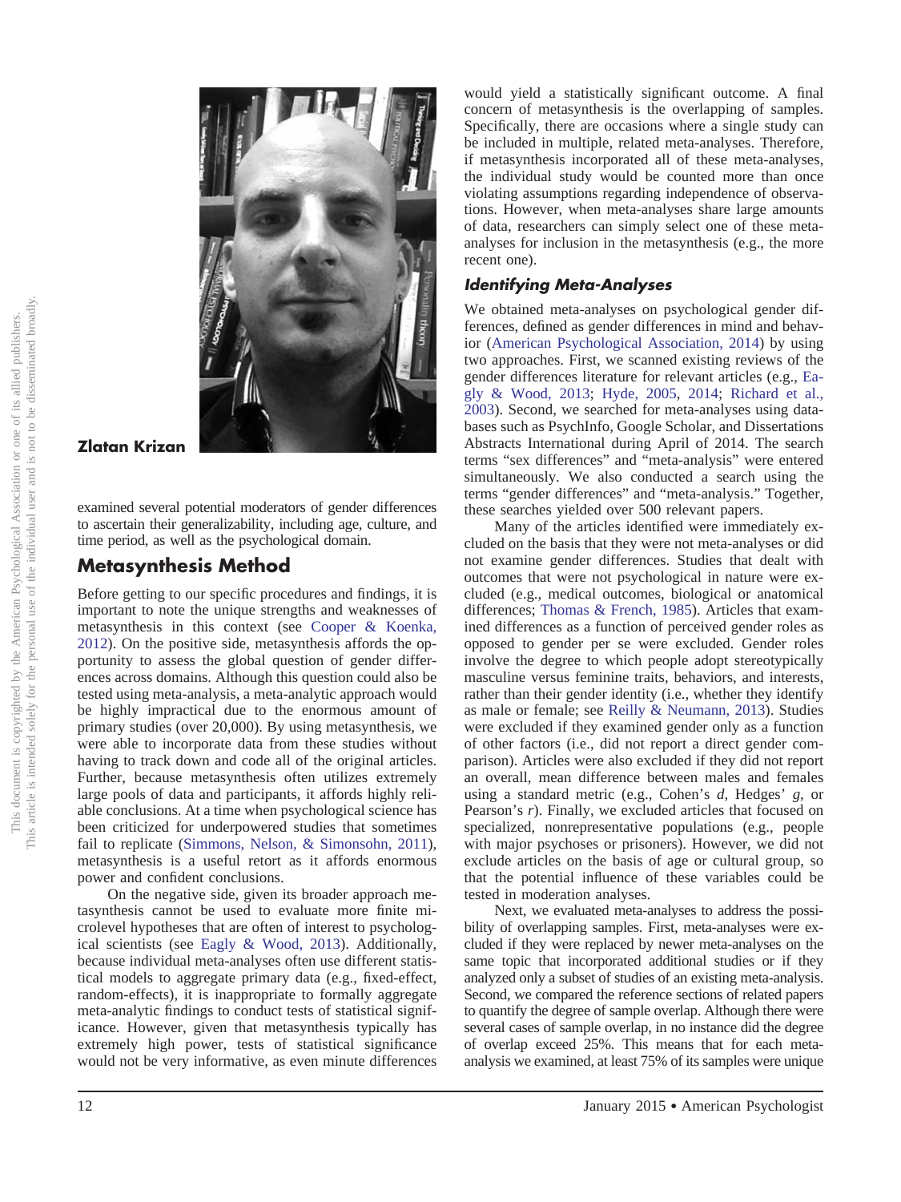Zlatan Krizan

examined several potential moderators of gender differences to ascertain their generalizability, including age, culture, and time period, as well as the psychological domain.

## Metasynthesis Method

Before getting to our specific procedures and findings, it is important to note the unique strengths and weaknesses of metasynthesis in this context (see Cooper & Koenka, 2012). On the positive side, metasynthesis affords the opportunity to assess the global question of gender differences across domains. Although this question could also be tested using meta-analysis, a meta-analytic approach would be highly impractical due to the enormous amount of primary studies (over 20,000). By using metasynthesis, we were able to incorporate data from these studies without having to track down and code all of the original articles. Further, because metasynthesis often utilizes extremely large pools of data and participants, it affords highly reliable conclusions. At a time when psychological science has been criticized for underpowered studies that sometimes fail to replicate (Simmons, Nelson, & Simonsohn, 2011), metasynthesis is a useful retort as it affords enormous power and confident conclusions.

On the negative side, given its broader approach metasynthesis cannot be used to evaluate more finite microlevel hypotheses that are often of interest to psychological scientists (see Eagly & Wood, 2013). Additionally, because individual meta-analyses often use different statistical models to aggregate primary data (e.g., fixed-effect, random-effects), it is inappropriate to formally aggregate meta-analytic findings to conduct tests of statistical significance. However, given that metasynthesis typically has extremely high power, tests of statistical significance would not be very informative, as even minute differences would yield a statistically significant outcome. A final concern of metasynthesis is the overlapping of samples. Specifically, there are occasions where a single study can be included in multiple, related meta-analyses. Therefore, if metasynthesis incorporated all of these meta-analyses, the individual study would be counted more than once violating assumptions regarding independence of observations. However, when meta-analyses share large amounts of data, researchers can simply select one of these meta-analyses for inclusion in the metasynthesis (e.g., the more recent one).

### *Identifying Meta-Analyses*

We obtained meta-analyses on psychological gender differences, defined as gender differences in mind and behavior (American Psychological Association, 2014) by using two approaches. First, we scanned existing reviews of the gender differences literature for relevant articles (e.g., Eagly & Wood, 2013; Hyde, 2005, 2014; Richard et al., 2003). Second, we searched for meta-analyses using databases such as PsychInfo, Google Scholar, and Dissertations Abstracts International during April of 2014. The search terms "sex differences" and "meta-analysis" were entered simultaneously. We also conducted a search using the terms "gender differences" and "meta-analysis." Together, these searches yielded over 500 relevant papers.

Many of the articles identified were immediately excluded on the basis that they were not meta-analyses or did not examine gender differences. Studies that dealt with outcomes that were not psychological in nature were excluded (e.g., medical outcomes, biological or anatomical differences; Thomas & French, 1985). Articles that examined differences as a function of perceived gender roles as opposed to gender per se were excluded. Gender roles involve the degree to which people adopt stereotypically masculine versus feminine traits, behaviors, and interests, rather than their gender identity (i.e., whether they identify as male or female; see Reilly & Neumann, 2013). Studies were excluded if they examined gender only as a function of other factors (i.e., did not report a direct gender comparison). Articles were also excluded if they did not report an overall, mean difference between males and females using a standard metric (e.g., Cohen's $d$, Hedges' $g$, or Pearson's $r$). Finally, we excluded articles that focused on specialized, nonrepresentative populations (e.g., people with major psychoses or prisoners). However, we did not exclude articles on the basis of age or cultural group, so that the potential influence of these variables could be tested in moderation analyses.

Next, we evaluated meta-analyses to address the possibility of overlapping samples. First, meta-analyses were excluded if they were replaced by newer meta-analyses on the same topic that incorporated additional studies or if they analyzed only a subset of studies of an existing meta-analysis. Second, we compared the reference sections of related papers to quantify the degree of sample overlap. Although there were several cases of sample overlap, in no instance did the degree of overlap exceed 25%. This means that for each meta-analysis we examined, at least 75% of its samples were unique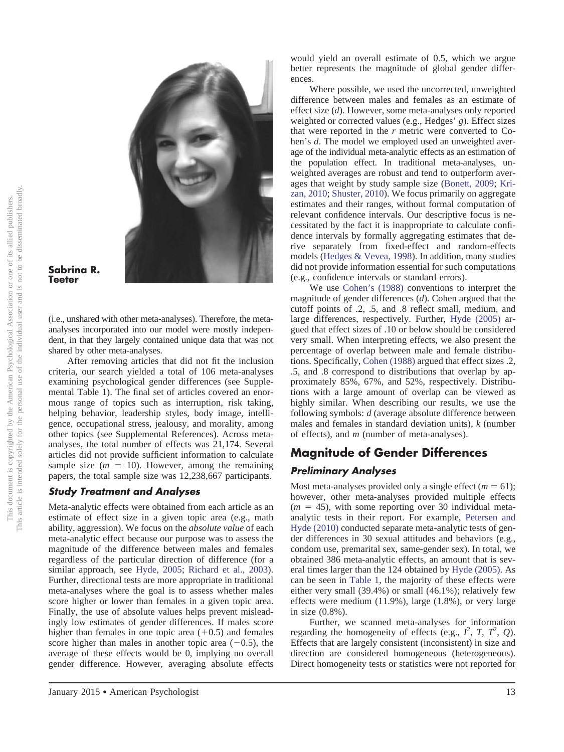**Sabrina R. Teeter**

(i.e., unshared with other meta-analyses). Therefore, the meta-analyses incorporated into our model were mostly independent, in that they largely contained unique data that was not shared by other meta-analyses.

After removing articles that did not fit the inclusion criteria, our search yielded a total of 106 meta-analyses examining psychological gender differences (see Supplemental Table 1). The final set of articles covered an enormous range of topics such as interruption, risk taking, helping behavior, leadership styles, body image, intelligence, occupational stress, jealousy, and morality, among other topics (see Supplemental References). Across meta-analyses, the total number of effects was 21,174. Several articles did not provide sufficient information to calculate sample size ($m = 10$). However, among the remaining papers, the total sample size was 12,238,667 participants.

### Study Treatment and Analyses

Meta-analytic effects were obtained from each article as an estimate of effect size in a given topic area (e.g., math ability, aggression). We focus on the *absolute value* of each meta-analytic effect because our purpose was to assess the magnitude of the difference between males and females regardless of the particular direction of difference (for a similar approach, see Hyde, 2005; Richard et al., 2003). Further, directional tests are more appropriate in traditional meta-analyses where the goal is to assess whether males score higher or lower than females in a given topic area. Finally, the use of absolute values helps prevent misleadingly low estimates of gender differences. If males score higher than females in one topic area (+0.5) and females score higher than males in another topic area (−0.5), the average of these effects would be 0, implying no overall gender difference. However, averaging absolute effects would yield an overall estimate of 0.5, which we argue better represents the magnitude of global gender differences.

Where possible, we used the uncorrected, unweighted difference between males and females as an estimate of effect size (*d*). However, some meta-analyses only reported weighted or corrected values (e.g., Hedges' *g*). Effect sizes that were reported in the *r* metric were converted to Cohen's *d*. The model we employed used an unweighted average of the individual meta-analytic effects as an estimation of the population effect. In traditional meta-analyses, unweighted averages are robust and tend to outperform averages that weight by study sample size (Bonett, 2009; Krizan, 2010; Shuster, 2010). We focus primarily on aggregate estimates and their ranges, without formal computation of relevant confidence intervals. Our descriptive focus is necessitated by the fact it is inappropriate to calculate confidence intervals by formally aggregating estimates that derive separately from fixed-effect and random-effects models (Hedges & Vevea, 1998). In addition, many studies did not provide information essential for such computations (e.g., confidence intervals or standard errors).

We use Cohen's (1988) conventions to interpret the magnitude of gender differences (*d*). Cohen argued that the cutoff points of .2, .5, and .8 reflect small, medium, and large differences, respectively. Further, Hyde (2005) argued that effect sizes of .10 or below should be considered very small. When interpreting effects, we also present the percentage of overlap between male and female distributions. Specifically, Cohen (1988) argued that effect sizes .2, .5, and .8 correspond to distributions that overlap by approximately 85%, 67%, and 52%, respectively. Distributions with a large amount of overlap can be viewed as highly similar. When describing our results, we use the following symbols: *d* (average absolute difference between males and females in standard deviation units), *k* (number of effects), and *m* (number of meta-analyses).

## Magnitude of Gender Differences

### Preliminary Analyses

Most meta-analyses provided only a single effect ($m = 61$); however, other meta-analyses provided multiple effects ($m = 45$), with some reporting over 30 individual meta-analytic tests in their report. For example, Petersen and Hyde (2010) conducted separate meta-analytic tests of gender differences in 30 sexual attitudes and behaviors (e.g., condom use, premarital sex, same-gender sex). In total, we obtained 386 meta-analytic effects, an amount that is several times larger than the 124 obtained by Hyde (2005). As can be seen in Table 1, the majority of these effects were either very small (39.4%) or small (46.1%); relatively few effects were medium (11.9%), large (1.8%), or very large in size (0.8%).

Further, we scanned meta-analyses for information regarding the homogeneity of effects (e.g., $I^2$, $T$, $T^2$, $Q$). Effects that are largely consistent (inconsistent) in size and direction are considered homogeneous (heterogeneous). Direct homogeneity tests or statistics were not reported for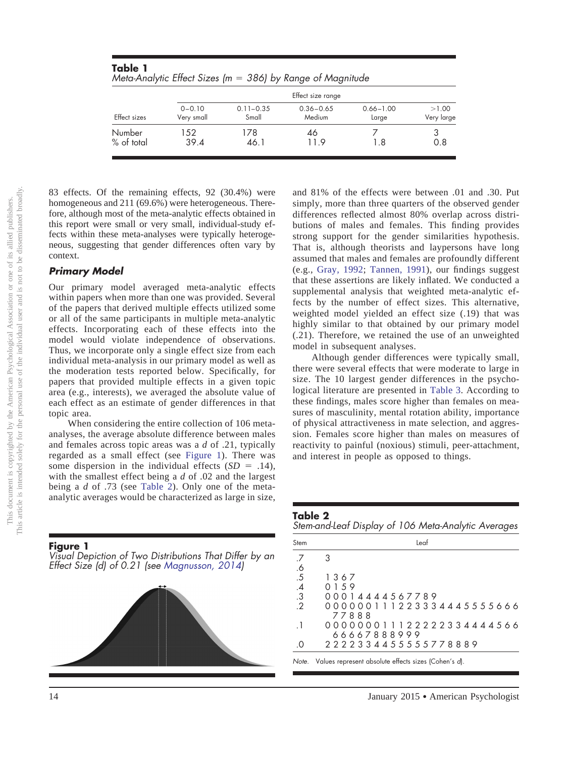**Table 1**
*Meta-Analytic Effect Sizes (m = 386) by Range of Magnitude*

| Effect sizes | Effect size range | | | | |
|---|---|---|---|---|---|
| | 0–0.10 Very small | 0.11–0.35 Small | 0.36–0.65 Medium | 0.66–1.00 Large | >1.00 Very large |
| Number | 152 | 178 | 46 | 7 | 3 |
| % of total | 39.4 | 46.1 | 11.9 | 1.8 | 0.8 |

83 effects. Of the remaining effects, 92 (30.4%) were homogeneous and 211 (69.6%) were heterogeneous. Therefore, although most of the meta-analytic effects obtained in this report were small or very small, individual-study effects within these meta-analyses were typically heterogeneous, suggesting that gender differences often vary by context.

### Primary Model

Our primary model averaged meta-analytic effects within papers when more than one was provided. Several of the papers that derived multiple effects utilized some or all of the same participants in multiple meta-analytic effects. Incorporating each of these effects into the model would violate independence of observations. Thus, we incorporate only a single effect size from each individual meta-analysis in our primary model as well as the moderation tests reported below. Specifically, for papers that provided multiple effects in a given topic area (e.g., interests), we averaged the absolute value of each effect as an estimate of gender differences in that topic area.

When considering the entire collection of 106 meta-analyses, the average absolute difference between males and females across topic areas was a *d* of .21, typically regarded as a small effect (see Figure 1). There was some dispersion in the individual effects ($SD = .14$), with the smallest effect being a *d* of .02 and the largest being a *d* of .73 (see Table 2). Only one of the meta-analytic averages would be characterized as large in size, and 81% of the effects were between .01 and .30. Put simply, more than three quarters of the observed gender differences reflected almost 80% overlap across distributions of males and females. This finding provides strong support for the gender similarities hypothesis. That is, although theorists and laypersons have long assumed that males and females are profoundly different (e.g., Gray, 1992; Tannen, 1991), our findings suggest that these assertions are likely inflated. We conducted a supplemental analysis that weighted meta-analytic effects by the number of effect sizes. This alternative, weighted model yielded an effect size (.19) that was highly similar to that obtained by our primary model (.21). Therefore, we retained the use of an unweighted model in subsequent analyses.

Although gender differences were typically small, there were several effects that were moderate to large in size. The 10 largest gender differences in the psychological literature are presented in Table 3. According to these findings, males score higher than females on measures of masculinity, mental rotation ability, importance of physical attractiveness in mate selection, and aggression. Females score higher than males on measures of reactivity to painful (noxious) stimuli, peer-attachment, and interest in people as opposed to things.

**Figure 1**
*Visual Depiction of Two Distributions That Differ by an Effect Size (d) of 0.21 (see Magnusson, 2014)*

**Table 2**
*Stem-and-Leaf Display of 106 Meta-Analytic Averages*

| Stem | Leaf |
|---|---|
| .7 | 3 |
| .6 | |
| .5 | 1 3 6 7 |
| .4 | 0 1 5 9 |
| .3 | 0 0 0 1 4 4 4 4 5 6 7 7 8 9 |
| .2 | 0 0 0 0 0 1 1 1 2 2 3 3 3 4 4 4 5 5 5 5 6 6 6 7 7 8 8 8 |
| .1 | 0 0 0 0 0 0 1 1 1 2 2 2 2 2 3 3 4 4 4 4 5 6 6 6 6 6 6 7 8 8 8 9 9 9 |
| .0 | 2 2 2 2 3 3 4 4 5 5 5 5 5 7 7 8 8 8 9 |

*Note.* Values represent absolute effects sizes (Cohen's *d*).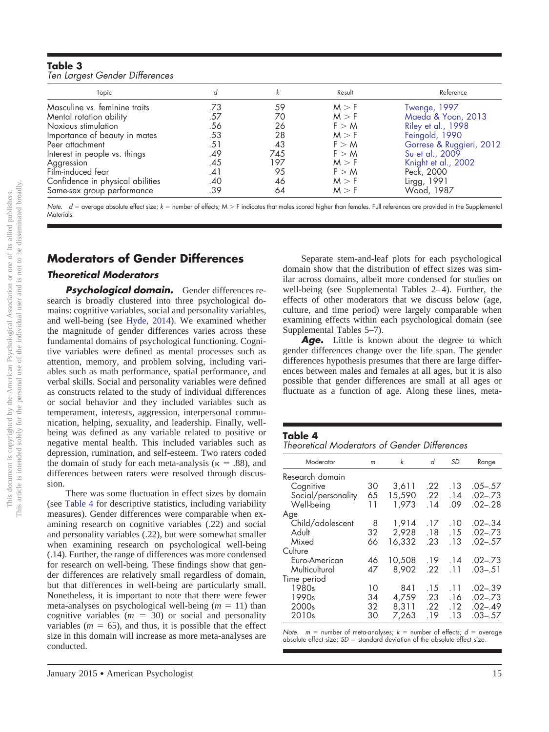**Table 3**
*Ten Largest Gender Differences*

| Topic | *d* | *k* | Result | Reference |
|---|---|---|---|---|
| Masculine vs. feminine traits | .73 | 59 | M > F | Twenge, 1997 |
| Mental rotation ability | .57 | 70 | M > F | Maeda & Yoon, 2013 |
| Noxious stimulation | .56 | 26 | F > M | Riley et al., 1998 |
| Importance of beauty in mates | .53 | 28 | M > F | Feingold, 1990 |
| Peer attachment | .51 | 43 | F > M | Gorrese & Ruggieri, 2012 |
| Interest in people vs. things | .49 | 745 | F > M | Su et al., 2009 |
| Aggression | .45 | 197 | M > F | Knight et al., 2002 |
| Film-induced fear | .41 | 95 | F > M | Peck, 2000 |
| Confidence in physical abilities | .40 | 46 | M > F | Lirgg, 1991 |
| Same-sex group performance | .39 | 64 | M > F | Wood, 1987 |

*Note.* *d* = average absolute effect size; *k* = number of effects; M > F indicates that males scored higher than females. Full references are provided in the Supplemental Materials.

## Moderators of Gender Differences

### Theoretical Moderators

***Psychological domain.*** Gender differences research is broadly clustered into three psychological domains: cognitive variables, social and personality variables, and well-being (see Hyde, 2014). We examined whether the magnitude of gender differences varies across these fundamental domains of psychological functioning. Cognitive variables were defined as mental processes such as attention, memory, and problem solving, including variables such as math performance, spatial performance, and verbal skills. Social and personality variables were defined as constructs related to the study of individual differences or social behavior and they included variables such as temperament, interests, aggression, interpersonal communication, helping, sexuality, and leadership. Finally, well-being was defined as any variable related to positive or negative mental health. This included variables such as depression, rumination, and self-esteem. Two raters coded the domain of study for each meta-analysis ($\kappa = .88$), and differences between raters were resolved through discussion.

There was some fluctuation in effect sizes by domain (see Table 4 for descriptive statistics, including variability measures). Gender differences were comparable when examining research on cognitive variables (.22) and social and personality variables (.22), but were somewhat smaller when examining research on psychological well-being (.14). Further, the range of differences was more condensed for research on well-being. These findings show that gender differences are relatively small regardless of domain, but that differences in well-being are particularly small. Nonetheless, it is important to note that there were fewer meta-analyses on psychological well-being ($m = 11$) than cognitive variables ($m = 30$) or social and personality variables ($m = 65$), and thus, it is possible that the effect size in this domain will increase as more meta-analyses are conducted.

Separate stem-and-leaf plots for each psychological domain show that the distribution of effect sizes was similar across domains, albeit more condensed for studies on well-being (see Supplemental Tables 2–4). Further, the effects of other moderators that we discuss below (age, culture, and time period) were largely comparable when examining effects within each psychological domain (see Supplemental Tables 5–7).

***Age.*** Little is known about the degree to which gender differences change over the life span. The gender differences hypothesis presumes that there are large differences between males and females at all ages, but it is also possible that gender differences are small at all ages or fluctuate as a function of age. Along these lines, meta-

**Table 4**
*Theoretical Moderators of Gender Differences*

| Moderator | *m* | *k* | *d* | *SD* | Range |
|---|---|---|---|---|---|
| Research domain | | | | | |
| Cognitive | 30 | 3,611 | .22 | .13 | .05–.57 |
| Social/personality | 65 | 15,590 | .22 | .14 | .02–.73 |
| Well-being | 11 | 1,973 | .14 | .09 | .02–.28 |
| Age | | | | | |
| Child/adolescent | 8 | 1,914 | .17 | .10 | .02–.34 |
| Adult | 32 | 2,928 | .18 | .15 | .02–.73 |
| Mixed | 66 | 16,332 | .23 | .13 | .02–.57 |
| Culture | | | | | |
| Euro-American | 46 | 10,508 | .19 | .14 | .02–.73 |
| Multicultural | 47 | 8,902 | .22 | .11 | .03–.51 |
| Time period | | | | | |
| 1980s | 10 | 841 | .15 | .11 | .02–.39 |
| 1990s | 34 | 4,759 | .23 | .16 | .02–.73 |
| 2000s | 32 | 8,311 | .22 | .12 | .02–.49 |
| 2010s | 30 | 7,263 | .19 | .13 | .03–.57 |

*Note.* *m* = number of meta-analyses; *k* = number of effects; *d* = average absolute effect size; *SD* = standard deviation of the absolute effect size.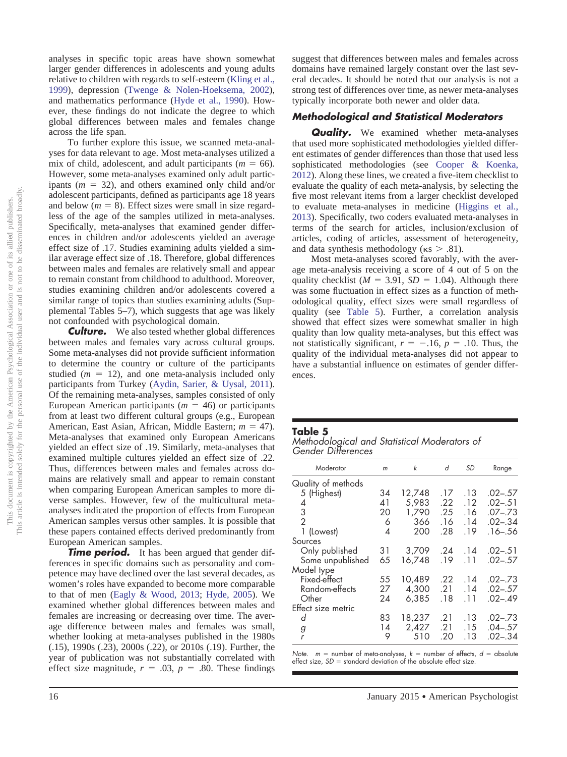analyses in specific topic areas have shown somewhat larger gender differences in adolescents and young adults relative to children with regards to self-esteem (Kling et al., 1999), depression (Twenge & Nolen-Hoeksema, 2002), and mathematics performance (Hyde et al., 1990). However, these findings do not indicate the degree to which global differences between males and females change across the life span.

To further explore this issue, we scanned meta-analyses for data relevant to age. Most meta-analyses utilized a mix of child, adolescent, and adult participants ($m = 66$). However, some meta-analyses examined only adult participants ($m = 32$), and others examined only child and/or adolescent participants, defined as participants age 18 years and below ($m = 8$). Effect sizes were small in size regardless of the age of the samples utilized in meta-analyses. Specifically, meta-analyses that examined gender differences in children and/or adolescents yielded an average effect size of .17. Studies examining adults yielded a similar average effect size of .18. Therefore, global differences between males and females are relatively small and appear to remain constant from childhood to adulthood. Moreover, studies examining children and/or adolescents covered a similar range of topics than studies examining adults (Supplemental Tables 5–7), which suggests that age was likely not confounded with psychological domain.

***Culture.*** We also tested whether global differences between males and females vary across cultural groups. Some meta-analyses did not provide sufficient information to determine the country or culture of the participants studied ($m = 12$), and one meta-analysis included only participants from Turkey (Aydin, Sarier, & Uysal, 2011). Of the remaining meta-analyses, samples consisted of only European American participants ($m = 46$) or participants from at least two different cultural groups (e.g., European American, East Asian, African, Middle Eastern; $m = 47$). Meta-analyses that examined only European Americans yielded an effect size of .19. Similarly, meta-analyses that examined multiple cultures yielded an effect size of .22. Thus, differences between males and females across domains are relatively small and appear to remain constant when comparing European American samples to more diverse samples. However, few of the multicultural meta-analyses indicated the proportion of effects from European American samples versus other samples. It is possible that these papers contained effects derived predominantly from European American samples.

***Time period.*** It has been argued that gender differences in specific domains such as personality and competence may have declined over the last several decades, as women's roles have expanded to become more comparable to that of men (Eagly & Wood, 2013; Hyde, 2005). We examined whether global differences between males and females are increasing or decreasing over time. The average difference between males and females was small, whether looking at meta-analyses published in the 1980s (.15), 1990s (.23), 2000s (.22), or 2010s (.19). Further, the year of publication was not substantially correlated with effect size magnitude, $r = .03$, $p = .80$. These findings suggest that differences between males and females across domains have remained largely constant over the last several decades. It should be noted that our analysis is not a strong test of differences over time, as newer meta-analyses typically incorporate both newer and older data.

### Methodological and Statistical Moderators

***Quality.*** We examined whether meta-analyses that used more sophisticated methodologies yielded different estimates of gender differences than those that used less sophisticated methodologies (see Cooper & Koenka, 2012). Along these lines, we created a five-item checklist to evaluate the quality of each meta-analysis, by selecting the five most relevant items from a larger checklist developed to evaluate meta-analyses in medicine (Higgins et al., 2013). Specifically, two coders evaluated meta-analyses in terms of the search for articles, inclusion/exclusion of articles, coding of articles, assessment of heterogeneity, and data synthesis methodology ($\kappa s > .81$).

Most meta-analyses scored favorably, with the average meta-analysis receiving a score of 4 out of 5 on the quality checklist ($M = 3.91$, $SD = 1.04$). Although there was some fluctuation in effect sizes as a function of methodological quality, effect sizes were small regardless of quality (see Table 5). Further, a correlation analysis showed that effect sizes were somewhat smaller in high quality than low quality meta-analyses, but this effect was not statistically significant, $r = -.16$, $p = .10$. Thus, the quality of the individual meta-analyses did not appear to have a substantial influence on estimates of gender differences.

**Table 5**
*Methodological and Statistical Moderators of Gender Differences*

| Moderator | $m$ | $k$ | $d$ | $SD$ | Range |
|---|---|---|---|---|---|
| Quality of methods | | | | | |
| 5 (Highest) | 34 | 12,748 | .17 | .13 | .02–.57 |
| 4 | 41 | 5,983 | .22 | .12 | .02–.51 |
| 3 | 20 | 1,790 | .25 | .16 | .07–.73 |
| 2 | 6 | 366 | .16 | .14 | .02–.34 |
| 1 (Lowest) | 4 | 200 | .28 | .19 | .16–.56 |
| Sources | | | | | |
| Only published | 31 | 3,709 | .24 | .14 | .02–.51 |
| Some unpublished | 65 | 16,748 | .19 | .11 | .02–.57 |
| Model type | | | | | |
| Fixed-effect | 55 | 10,489 | .22 | .14 | .02–.73 |
| Random-effects | 27 | 4,300 | .21 | .14 | .02–.57 |
| Other | 24 | 6,385 | .18 | .11 | .02–.49 |
| Effect size metric | | | | | |
| $d$ | 83 | 18,237 | .21 | .13 | .02–.73 |
| $g$ | 14 | 2,427 | .21 | .15 | .04–.57 |
| $r$ | 9 | 510 | .20 | .13 | .02–.34 |

*Note.* $m$ = number of meta-analyses, $k$ = number of effects, $d$ = absolute effect size, $SD$ = standard deviation of the absolute effect size.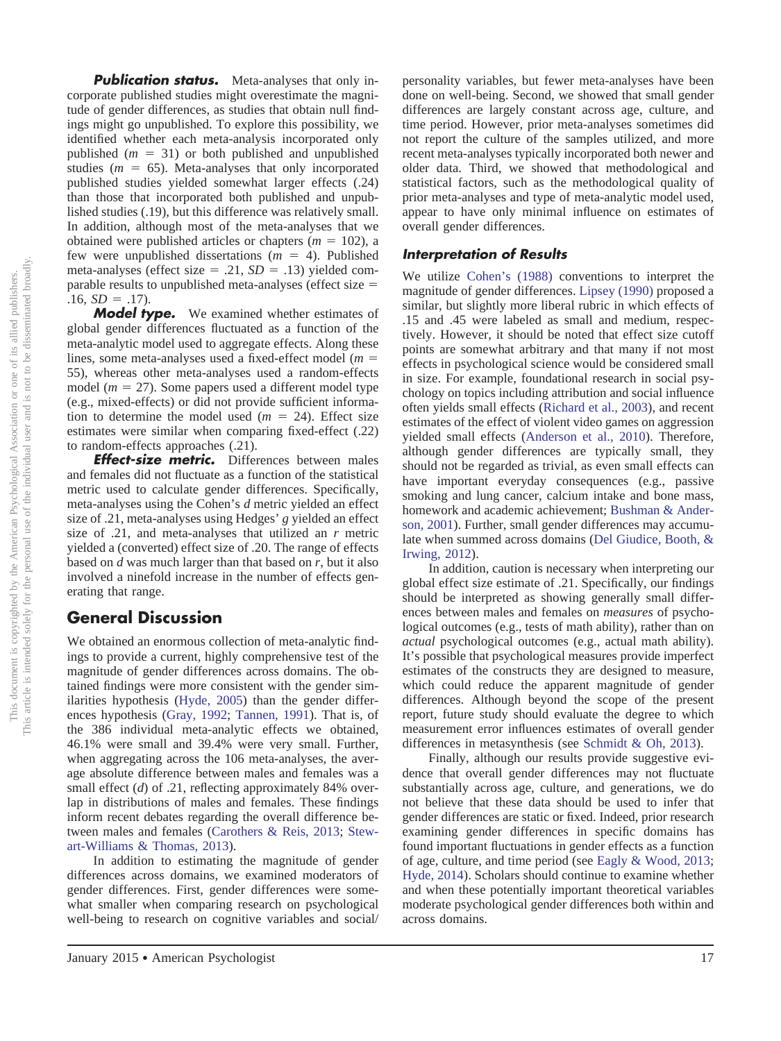***Publication status.*** Meta-analyses that only incorporate published studies might overestimate the magnitude of gender differences, as studies that obtain null findings might go unpublished. To explore this possibility, we identified whether each meta-analysis incorporated only published ($m$ = 31) or both published and unpublished studies ($m$ = 65). Meta-analyses that only incorporated published studies yielded somewhat larger effects (.24) than those that incorporated both published and unpublished studies (.19), but this difference was relatively small. In addition, although most of the meta-analyses that we obtained were published articles or chapters ($m$ = 102), a few were unpublished dissertations ($m$ = 4). Published meta-analyses (effect size = .21, $SD$ = .13) yielded comparable results to unpublished meta-analyses (effect size = .16, $SD$ = .17).

***Model type.*** We examined whether estimates of global gender differences fluctuated as a function of the meta-analytic model used to aggregate effects. Along these lines, some meta-analyses used a fixed-effect model ($m$ = 55), whereas other meta-analyses used a random-effects model ($m$ = 27). Some papers used a different model type (e.g., mixed-effects) or did not provide sufficient information to determine the model used ($m$ = 24). Effect size estimates were similar when comparing fixed-effect (.22) to random-effects approaches (.21).

***Effect-size metric.*** Differences between males and females did not fluctuate as a function of the statistical metric used to calculate gender differences. Specifically, meta-analyses using the Cohen's $d$ metric yielded an effect size of .21, meta-analyses using Hedges' $g$ yielded an effect size of .21, and meta-analyses that utilized an $r$ metric yielded a (converted) effect size of .20. The range of effects based on $d$ was much larger than that based on $r$, but it also involved a ninefold increase in the number of effects generating that range.

## General Discussion

We obtained an enormous collection of meta-analytic findings to provide a current, highly comprehensive test of the magnitude of gender differences across domains. The obtained findings were more consistent with the gender similarities hypothesis (Hyde, 2005) than the gender differences hypothesis (Gray, 1992; Tannen, 1991). That is, of the 386 individual meta-analytic effects we obtained, 46.1% were small and 39.4% were very small. Further, when aggregating across the 106 meta-analyses, the average absolute difference between males and females was a small effect ($d$) of .21, reflecting approximately 84% overlap in distributions of males and females. These findings inform recent debates regarding the overall difference between males and females (Carothers & Reis, 2013; Stewart-Williams & Thomas, 2013).

In addition to estimating the magnitude of gender differences across domains, we examined moderators of gender differences. First, gender differences were somewhat smaller when comparing research on psychological well-being to research on cognitive variables and social/personality variables, but fewer meta-analyses have been done on well-being. Second, we showed that small gender differences are largely constant across age, culture, and time period. However, prior meta-analyses sometimes did not report the culture of the samples utilized, and more recent meta-analyses typically incorporated both newer and older data. Third, we showed that methodological and statistical factors, such as the methodological quality of prior meta-analyses and type of meta-analytic model used, appear to have only minimal influence on estimates of overall gender differences.

### Interpretation of Results

We utilize Cohen's (1988) conventions to interpret the magnitude of gender differences. Lipsey (1990) proposed a similar, but slightly more liberal rubric in which effects of .15 and .45 were labeled as small and medium, respectively. However, it should be noted that effect size cutoff points are somewhat arbitrary and that many if not most effects in psychological science would be considered small in size. For example, foundational research in social psychology on topics including attribution and social influence often yields small effects (Richard et al., 2003), and recent estimates of the effect of violent video games on aggression yielded small effects (Anderson et al., 2010). Therefore, although gender differences are typically small, they should not be regarded as trivial, as even small effects can have important everyday consequences (e.g., passive smoking and lung cancer, calcium intake and bone mass, homework and academic achievement; Bushman & Anderson, 2001). Further, small gender differences may accumulate when summed across domains (Del Giudice, Booth, & Irwing, 2012).

In addition, caution is necessary when interpreting our global effect size estimate of .21. Specifically, our findings should be interpreted as showing generally small differences between males and females on *measures* of psychological outcomes (e.g., tests of math ability), rather than on *actual* psychological outcomes (e.g., actual math ability). It's possible that psychological measures provide imperfect estimates of the constructs they are designed to measure, which could reduce the apparent magnitude of gender differences. Although beyond the scope of the present report, future study should evaluate the degree to which measurement error influences estimates of overall gender differences in metasynthesis (see Schmidt & Oh, 2013).

Finally, although our results provide suggestive evidence that overall gender differences may not fluctuate substantially across age, culture, and generations, we do not believe that these data should be used to infer that gender differences are static or fixed. Indeed, prior research examining gender differences in specific domains has found important fluctuations in gender effects as a function of age, culture, and time period (see Eagly & Wood, 2013; Hyde, 2014). Scholars should continue to examine whether and when these potentially important theoretical variables moderate psychological gender differences both within and across domains.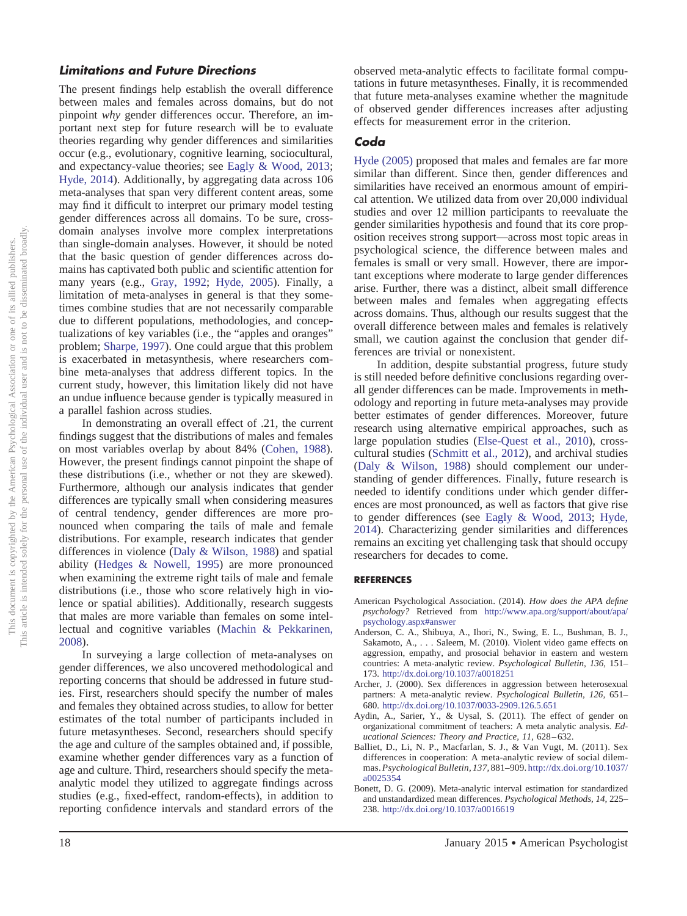### Limitations and Future Directions

The present findings help establish the overall difference between males and females across domains, but do not pinpoint *why* gender differences occur. Therefore, an important next step for future research will be to evaluate theories regarding why gender differences and similarities occur (e.g., evolutionary, cognitive learning, sociocultural, and expectancy-value theories; see Eagly & Wood, 2013; Hyde, 2014). Additionally, by aggregating data across 106 meta-analyses that span very different content areas, some may find it difficult to interpret our primary model testing gender differences across all domains. To be sure, cross-domain analyses involve more complex interpretations than single-domain analyses. However, it should be noted that the basic question of gender differences across domains has captivated both public and scientific attention for many years (e.g., Gray, 1992; Hyde, 2005). Finally, a limitation of meta-analyses in general is that they sometimes combine studies that are not necessarily comparable due to different populations, methodologies, and conceptualizations of key variables (i.e., the "apples and oranges" problem; Sharpe, 1997). One could argue that this problem is exacerbated in metasynthesis, where researchers combine meta-analyses that address different topics. In the current study, however, this limitation likely did not have an undue influence because gender is typically measured in a parallel fashion across studies.

In demonstrating an overall effect of .21, the current findings suggest that the distributions of males and females on most variables overlap by about 84% (Cohen, 1988). However, the present findings cannot pinpoint the shape of these distributions (i.e., whether or not they are skewed). Furthermore, although our analysis indicates that gender differences are typically small when considering measures of central tendency, gender differences are more pronounced when comparing the tails of male and female distributions. For example, research indicates that gender differences in violence (Daly & Wilson, 1988) and spatial ability (Hedges & Nowell, 1995) are more pronounced when examining the extreme right tails of male and female distributions (i.e., those who score relatively high in violence or spatial abilities). Additionally, research suggests that males are more variable than females on some intellectual and cognitive variables (Machin & Pekkarinen, 2008).

In surveying a large collection of meta-analyses on gender differences, we also uncovered methodological and reporting concerns that should be addressed in future studies. First, researchers should specify the number of males and females they obtained across studies, to allow for better estimates of the total number of participants included in future metasyntheses. Second, researchers should specify the age and culture of the samples obtained and, if possible, examine whether gender differences vary as a function of age and culture. Third, researchers should specify the meta-analytic model they utilized to aggregate findings across studies (e.g., fixed-effect, random-effects), in addition to reporting confidence intervals and standard errors of the observed meta-analytic effects to facilitate formal computations in future metasyntheses. Finally, it is recommended that future meta-analyses examine whether the magnitude of observed gender differences increases after adjusting effects for measurement error in the criterion.

### Coda

Hyde (2005) proposed that males and females are far more similar than different. Since then, gender differences and similarities have received an enormous amount of empirical attention. We utilized data from over 20,000 individual studies and over 12 million participants to reevaluate the gender similarities hypothesis and found that its core proposition receives strong support—across most topic areas in psychological science, the difference between males and females is small or very small. However, there are important exceptions where moderate to large gender differences arise. Further, there was a distinct, albeit small difference between males and females when aggregating effects across domains. Thus, although our results suggest that the overall difference between males and females is relatively small, we caution against the conclusion that gender differences are trivial or nonexistent.

In addition, despite substantial progress, future study is still needed before definitive conclusions regarding overall gender differences can be made. Improvements in methodology and reporting in future meta-analyses may provide better estimates of gender differences. Moreover, future research using alternative empirical approaches, such as large population studies (Else-Quest et al., 2010), cross-cultural studies (Schmitt et al., 2012), and archival studies (Daly & Wilson, 1988) should complement our understanding of gender differences. Finally, future research is needed to identify conditions under which gender differences are most pronounced, as well as factors that give rise to gender differences (see Eagly & Wood, 2013; Hyde, 2014). Characterizing gender similarities and differences remains an exciting yet challenging task that should occupy researchers for decades to come.

## REFERENCES

American Psychological Association. (2014). *How does the APA define psychology?* Retrieved from http://www.apa.org/support/about/apa/psychology.aspx#answer

Anderson, C. A., Shibuya, A., Ihori, N., Swing, E. L., Bushman, B. J., Sakamoto, A., . . . Saleem, M. (2010). Violent video game effects on aggression, empathy, and prosocial behavior in eastern and western countries: A meta-analytic review. *Psychological Bulletin, 136,* 151–173. http://dx.doi.org/10.1037/a0018251

Archer, J. (2000). Sex differences in aggression between heterosexual partners: A meta-analytic review. *Psychological Bulletin, 126,* 651–680. http://dx.doi.org/10.1037/0033-2909.126.5.651

Aydin, A., Sarier, Y., & Uysal, S. (2011). The effect of gender on organizational commitment of teachers: A meta analytic analysis. *Educational Sciences: Theory and Practice, 11,* 628–632.

Balliet, D., Li, N. P., Macfarlan, S. J., & Van Vugt, M. (2011). Sex differences in cooperation: A meta-analytic review of social dilemmas. *Psychological Bulletin, 137,* 881–909. http://dx.doi.org/10.1037/a0025354

Bonett, D. G. (2009). Meta-analytic interval estimation for standardized and unstandardized mean differences. *Psychological Methods, 14,* 225–238. http://dx.doi.org/10.1037/a0016619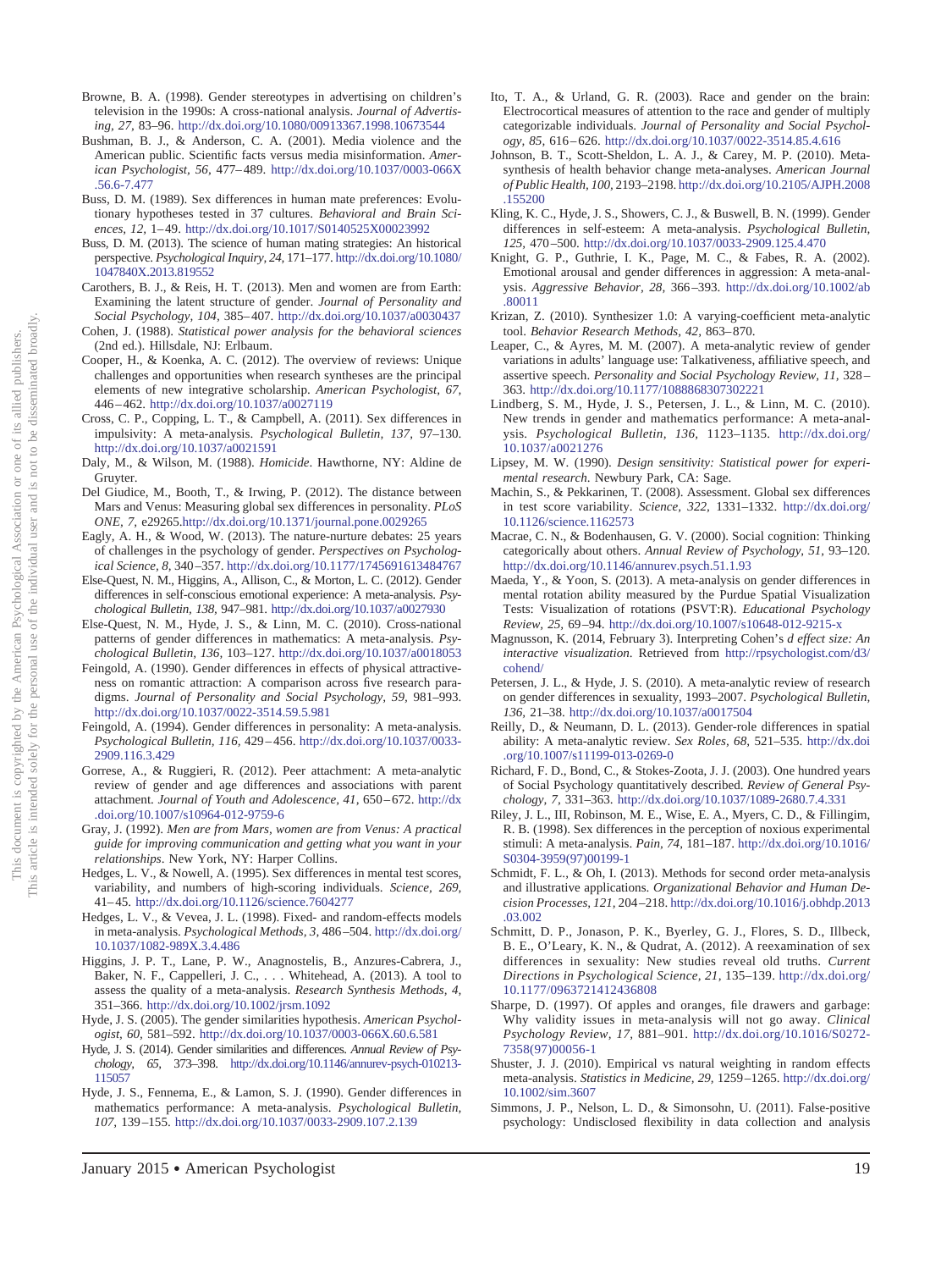Browne, B. A. (1998). Gender stereotypes in advertising on children's television in the 1990s: A cross-national analysis. *Journal of Advertising, 27,* 83–96. http://dx.doi.org/10.1080/00913367.1998.10673544

Bushman, B. J., & Anderson, C. A. (2001). Media violence and the American public. Scientific facts versus media misinformation. *American Psychologist, 56,* 477–489. http://dx.doi.org/10.1037/0003-066X.56.6-7.477

Buss, D. M. (1989). Sex differences in human mate preferences: Evolutionary hypotheses tested in 37 cultures. *Behavioral and Brain Sciences, 12,* 1–49. http://dx.doi.org/10.1017/S0140525X00023992

Buss, D. M. (2013). The science of human mating strategies: An historical perspective. *Psychological Inquiry, 24,* 171–177. http://dx.doi.org/10.1080/1047840X.2013.819552

Carothers, B. J., & Reis, H. T. (2013). Men and women are from Earth: Examining the latent structure of gender. *Journal of Personality and Social Psychology, 104,* 385–407. http://dx.doi.org/10.1037/a0030437

Cohen, J. (1988). *Statistical power analysis for the behavioral sciences* (2nd ed.). Hillsdale, NJ: Erlbaum.

Cooper, H., & Koenka, A. C. (2012). The overview of reviews: Unique challenges and opportunities when research syntheses are the principal elements of new integrative scholarship. *American Psychologist, 67,* 446–462. http://dx.doi.org/10.1037/a0027119

Cross, C. P., Copping, L. T., & Campbell, A. (2011). Sex differences in impulsivity: A meta-analysis. *Psychological Bulletin, 137,* 97–130. http://dx.doi.org/10.1037/a0021591

Daly, M., & Wilson, M. (1988). *Homicide*. Hawthorne, NY: Aldine de Gruyter.

Del Giudice, M., Booth, T., & Irwing, P. (2012). The distance between Mars and Venus: Measuring global sex differences in personality. *PLoS ONE, 7,* e29265. http://dx.doi.org/10.1371/journal.pone.0029265

Eagly, A. H., & Wood, W. (2013). The nature-nurture debates: 25 years of challenges in the psychology of gender. *Perspectives on Psychological Science, 8,* 340–357. http://dx.doi.org/10.1177/1745691613484767

Else-Quest, N. M., Higgins, A., Allison, C., & Morton, L. C. (2012). Gender differences in self-conscious emotional experience: A meta-analysis. *Psychological Bulletin, 138,* 947–981. http://dx.doi.org/10.1037/a0027930

Else-Quest, N. M., Hyde, J. S., & Linn, M. C. (2010). Cross-national patterns of gender differences in mathematics: A meta-analysis. *Psychological Bulletin, 136,* 103–127. http://dx.doi.org/10.1037/a0018053

Feingold, A. (1990). Gender differences in effects of physical attractiveness on romantic attraction: A comparison across five research paradigms. *Journal of Personality and Social Psychology, 59,* 981–993. http://dx.doi.org/10.1037/0022-3514.59.5.981

Feingold, A. (1994). Gender differences in personality: A meta-analysis. *Psychological Bulletin, 116,* 429–456. http://dx.doi.org/10.1037/0033-2909.116.3.429

Gorrese, A., & Ruggieri, R. (2012). Peer attachment: A meta-analytic review of gender and age differences and associations with parent attachment. *Journal of Youth and Adolescence, 41,* 650–672. http://dx.doi.org/10.1007/s10964-012-9759-6

Gray, J. (1992). *Men are from Mars, women are from Venus: A practical guide for improving communication and getting what you want in your relationships*. New York, NY: Harper Collins.

Hedges, L. V., & Nowell, A. (1995). Sex differences in mental test scores, variability, and numbers of high-scoring individuals. *Science, 269,* 41–45. http://dx.doi.org/10.1126/science.7604277

Hedges, L. V., & Vevea, J. L. (1998). Fixed- and random-effects models in meta-analysis. *Psychological Methods, 3,* 486–504. http://dx.doi.org/10.1037/1082-989X.3.4.486

Higgins, J. P. T., Lane, P. W., Anagnostelis, B., Anzures-Cabrera, J., Baker, N. F., Cappelleri, J. C., . . . Whitehead, A. (2013). A tool to assess the quality of a meta-analysis. *Research Synthesis Methods, 4,* 351–366. http://dx.doi.org/10.1002/jrsm.1092

Hyde, J. S. (2005). The gender similarities hypothesis. *American Psychologist, 60,* 581–592. http://dx.doi.org/10.1037/0003-066X.60.6.581

Hyde, J. S. (2014). Gender similarities and differences. *Annual Review of Psychology, 65,* 373–398. http://dx.doi.org/10.1146/annurev-psych-010213-115057

Hyde, J. S., Fennema, E., & Lamon, S. J. (1990). Gender differences in mathematics performance: A meta-analysis. *Psychological Bulletin, 107,* 139–155. http://dx.doi.org/10.1037/0033-2909.107.2.139

Ito, T. A., & Urland, G. R. (2003). Race and gender on the brain: Electrocortical measures of attention to the race and gender of multiply categorizable individuals. *Journal of Personality and Social Psychology, 85,* 616–626. http://dx.doi.org/10.1037/0022-3514.85.4.616

Johnson, B. T., Scott-Sheldon, L. A. J., & Carey, M. P. (2010). Meta-synthesis of health behavior change meta-analyses. *American Journal of Public Health, 100,* 2193–2198. http://dx.doi.org/10.2105/AJPH.2008.155200

Kling, K. C., Hyde, J. S., Showers, C. J., & Buswell, B. N. (1999). Gender differences in self-esteem: A meta-analysis. *Psychological Bulletin, 125,* 470–500. http://dx.doi.org/10.1037/0033-2909.125.4.470

Knight, G. P., Guthrie, I. K., Page, M. C., & Fabes, R. A. (2002). Emotional arousal and gender differences in aggression: A meta-analysis. *Aggressive Behavior, 28,* 366–393. http://dx.doi.org/10.1002/ab.80011

Krizan, Z. (2010). Synthesizer 1.0: A varying-coefficient meta-analytic tool. *Behavior Research Methods, 42,* 863–870.

Leaper, C., & Ayres, M. M. (2007). A meta-analytic review of gender variations in adults' language use: Talkativeness, affiliative speech, and assertive speech. *Personality and Social Psychology Review, 11,* 328–363. http://dx.doi.org/10.1177/1088868307302221

Lindberg, S. M., Hyde, J. S., Petersen, J. L., & Linn, M. C. (2010). New trends in gender and mathematics performance: A meta-analysis. *Psychological Bulletin, 136,* 1123–1135. http://dx.doi.org/10.1037/a0021276

Lipsey, M. W. (1990). *Design sensitivity: Statistical power for experimental research*. Newbury Park, CA: Sage.

Machin, S., & Pekkarinen, T. (2008). Assessment. Global sex differences in test score variability. *Science, 322,* 1331–1332. http://dx.doi.org/10.1126/science.1162573

Macrae, C. N., & Bodenhausen, G. V. (2000). Social cognition: Thinking categorically about others. *Annual Review of Psychology, 51,* 93–120. http://dx.doi.org/10.1146/annurev.psych.51.1.93

Maeda, Y., & Yoon, S. (2013). A meta-analysis on gender differences in mental rotation ability measured by the Purdue Spatial Visualization Tests: Visualization of rotations (PSVT:R). *Educational Psychology Review, 25,* 69–94. http://dx.doi.org/10.1007/s10648-012-9215-x

Magnusson, K. (2014, February 3). Interpreting Cohen's *d effect size: An interactive visualization*. Retrieved from http://rpsychologist.com/d3/cohend/

Petersen, J. L., & Hyde, J. S. (2010). A meta-analytic review of research on gender differences in sexuality, 1993–2007. *Psychological Bulletin, 136,* 21–38. http://dx.doi.org/10.1037/a0017504

Reilly, D., & Neumann, D. L. (2013). Gender-role differences in spatial ability: A meta-analytic review. *Sex Roles, 68,* 521–535. http://dx.doi.org/10.1007/s11199-013-0269-0

Richard, F. D., Bond, C., & Stokes-Zoota, J. J. (2003). One hundred years of Social Psychology quantitatively described. *Review of General Psychology, 7,* 331–363. http://dx.doi.org/10.1037/1089-2680.7.4.331

Riley, J. L., III, Robinson, M. E., Wise, E. A., Myers, C. D., & Fillingim, R. B. (1998). Sex differences in the perception of noxious experimental stimuli: A meta-analysis. *Pain, 74,* 181–187. http://dx.doi.org/10.1016/S0304-3959(97)00199-1

Schmidt, F. L., & Oh, I. (2013). Methods for second order meta-analysis and illustrative applications. *Organizational Behavior and Human Decision Processes, 121,* 204–218. http://dx.doi.org/10.1016/j.obhdp.2013.03.002

Schmitt, D. P., Jonason, P. K., Byerley, G. J., Flores, S. D., Illbeck, B. E., O'Leary, K. N., & Qudrat, A. (2012). A reexamination of sex differences in sexuality: New studies reveal old truths. *Current Directions in Psychological Science, 21,* 135–139. http://dx.doi.org/10.1177/0963721412436808

Sharpe, D. (1997). Of apples and oranges, file drawers and garbage: Why validity issues in meta-analysis will not go away. *Clinical Psychology Review, 17,* 881–901. http://dx.doi.org/10.1016/S0272-7358(97)00056-1

Shuster, J. J. (2010). Empirical vs natural weighting in random effects meta-analysis. *Statistics in Medicine, 29,* 1259–1265. http://dx.doi.org/10.1002/sim.3607

Simmons, J. P., Nelson, L. D., & Simonsohn, U. (2011). False-positive psychology: Undisclosed flexibility in data collection and analysis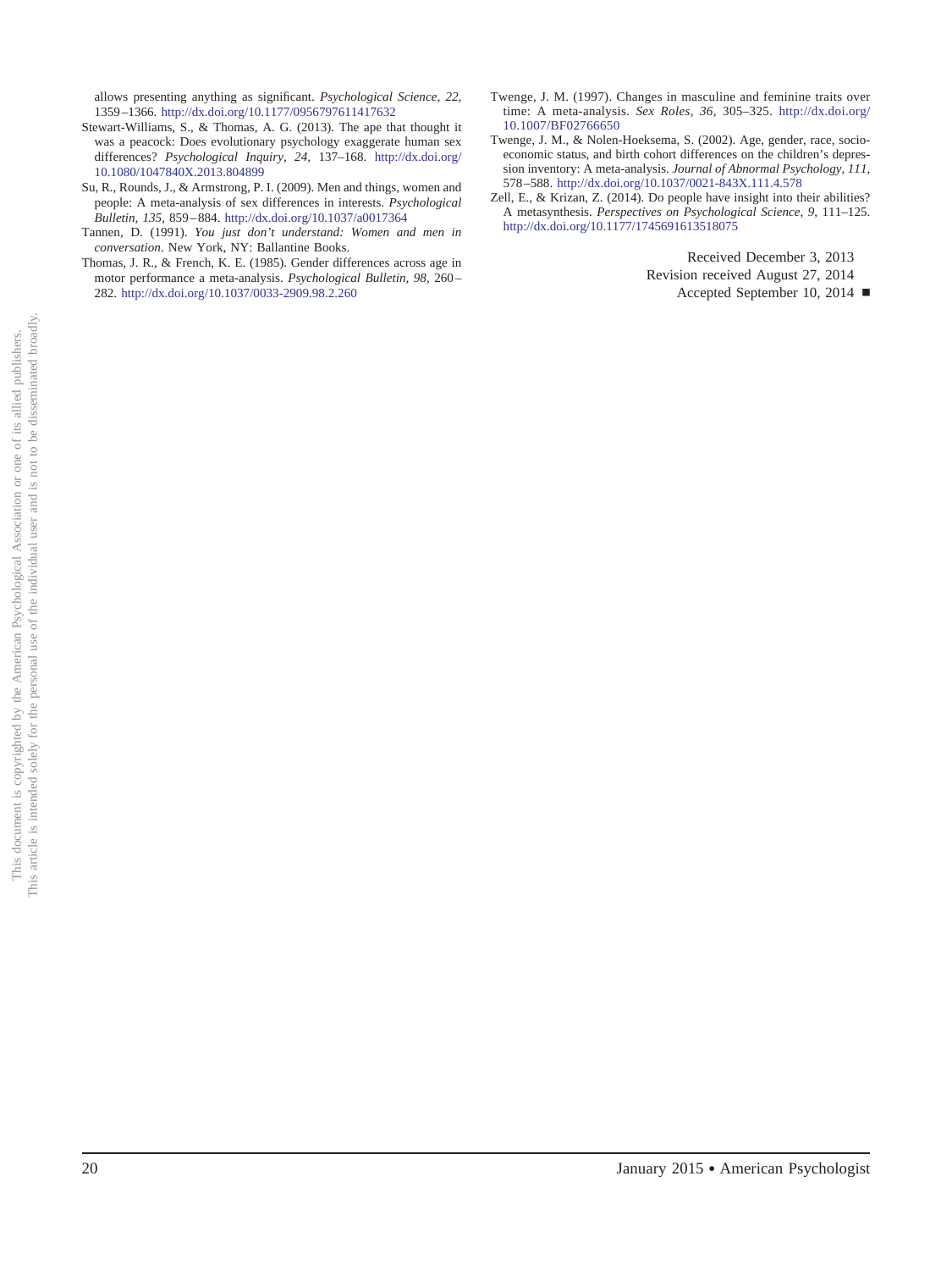allows presenting anything as significant. *Psychological Science, 22,* 1359–1366. http://dx.doi.org/10.1177/0956797611417632

Stewart-Williams, S., & Thomas, A. G. (2013). The ape that thought it was a peacock: Does evolutionary psychology exaggerate human sex differences? *Psychological Inquiry, 24,* 137–168. http://dx.doi.org/10.1080/1047840X.2013.804899

Su, R., Rounds, J., & Armstrong, P. I. (2009). Men and things, women and people: A meta-analysis of sex differences in interests. *Psychological Bulletin, 135,* 859–884. http://dx.doi.org/10.1037/a0017364

Tannen, D. (1991). *You just don't understand: Women and men in conversation*. New York, NY: Ballantine Books.

Thomas, J. R., & French, K. E. (1985). Gender differences across age in motor performance a meta-analysis. *Psychological Bulletin, 98,* 260–282. http://dx.doi.org/10.1037/0033-2909.98.2.260

Twenge, J. M. (1997). Changes in masculine and feminine traits over time: A meta-analysis. *Sex Roles, 36,* 305–325. http://dx.doi.org/10.1007/BF02766650

Twenge, J. M., & Nolen-Hoeksema, S. (2002). Age, gender, race, socioeconomic status, and birth cohort differences on the children's depression inventory: A meta-analysis. *Journal of Abnormal Psychology, 111,* 578–588. http://dx.doi.org/10.1037/0021-843X.111.4.578

Zell, E., & Krizan, Z. (2014). Do people have insight into their abilities? A metasynthesis. *Perspectives on Psychological Science, 9,* 111–125. http://dx.doi.org/10.1177/1745691613518075

Received December 3, 2013
Revision received August 27, 2014
Accepted September 10, 2014 ■